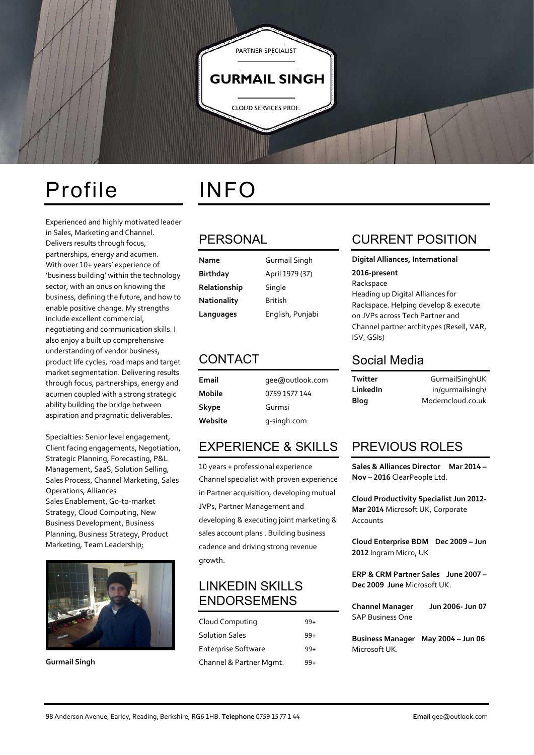PARTNER SPECIALIST

# GURMAIL SINGH

CLOUD SERVICES PROF.

## Profile

Experienced and highly motivated leader in Sales, Marketing and Channel. Delivers results through focus, partnerships, energy and acumen. With over 10+ years' experience of 'business building' within the technology sector, with an onus on knowing the business, defining the future, and how to enable positive change. My strengths include excellent commercial, negotiating and communication skills. I also enjoy a built up comprehensive understanding of vendor business, product life cycles, road maps and target market segmentation. Delivering results through focus, partnerships, energy and acumen coupled with a strong strategic ability building the bridge between aspiration and pragmatic deliverables.

Specialties: Senior level engagement, Client facing engagements, Negotiation, Strategic Planning, Forecasting, P&L Management, SaaS, Solution Selling, Sales Process, Channel Marketing, Sales Operations, Alliances
Sales Enablement, Go-to-market Strategy, Cloud Computing, New Business Development, Business Planning, Business Strategy, Product Marketing, Team Leadership;

**Gurmail Singh**

## INFO

### PERSONAL

| | |
|---|---|
| **Name** | Gurmail Singh |
| **Birthday** | April 1979 (37) |
| **Relationship** | Single |
| **Nationality** | British |
| **Languages** | English, Punjabi |

### CONTACT

| | |
|---|---|
| **Email** | gee@outlook.com |
| **Mobile** | 0759 1577 144 |
| **Skype** | Gurmsi |
| **Website** | g-singh.com |

### EXPERIENCE & SKILLS

10 years + professional experience
Channel specialist with proven experience in Partner acquisition, developing mutual JVPs, Partner Management and developing & executing joint marketing & sales account plans . Building business cadence and driving strong revenue growth.

### LINKEDIN SKILLS ENDORSEMENS

| | |
|---|---|
| Cloud Computing | 99+ |
| Solution Sales | 99+ |
| Enterprise Software | 99+ |
| Channel & Partner Mgmt. | 99+ |

### CURRENT POSITION

**Digital Alliances, International**

**2016-present**

Rackspace

Heading up Digital Alliances for Rackspace. Helping develop & execute on JVPs across Tech Partner and Channel partner architypes (Resell, VAR, ISV, GSIs)

### Social Media

| | |
|---|---|
| **Twitter** | GurmailSinghUK |
| **LinkedIn** | in/gurmailsingh/ |
| **Blog** | Moderncloud.co.uk |

### PREVIOUS ROLES

**Sales & Alliances Director Mar 2014 – Nov – 2016** ClearPeople Ltd.

**Cloud Productivity Specialist Jun 2012- Mar 2014** Microsoft UK, Corporate Accounts

**Cloud Enterprise BDM Dec 2009 – Jun 2012** Ingram Micro, UK

**ERP & CRM Partner Sales June 2007 – Dec 2009 June** Microsoft UK.

**Channel Manager Jun 2006- Jun 07**
SAP Business One

**Business Manager May 2004 – Jun 06**
Microsoft UK.

98 Anderson Avenue, Earley, Reading, Berkshire, RG6 1HB. **Telephone** 0759 15 77 1 44 **Email** gee@outlook.com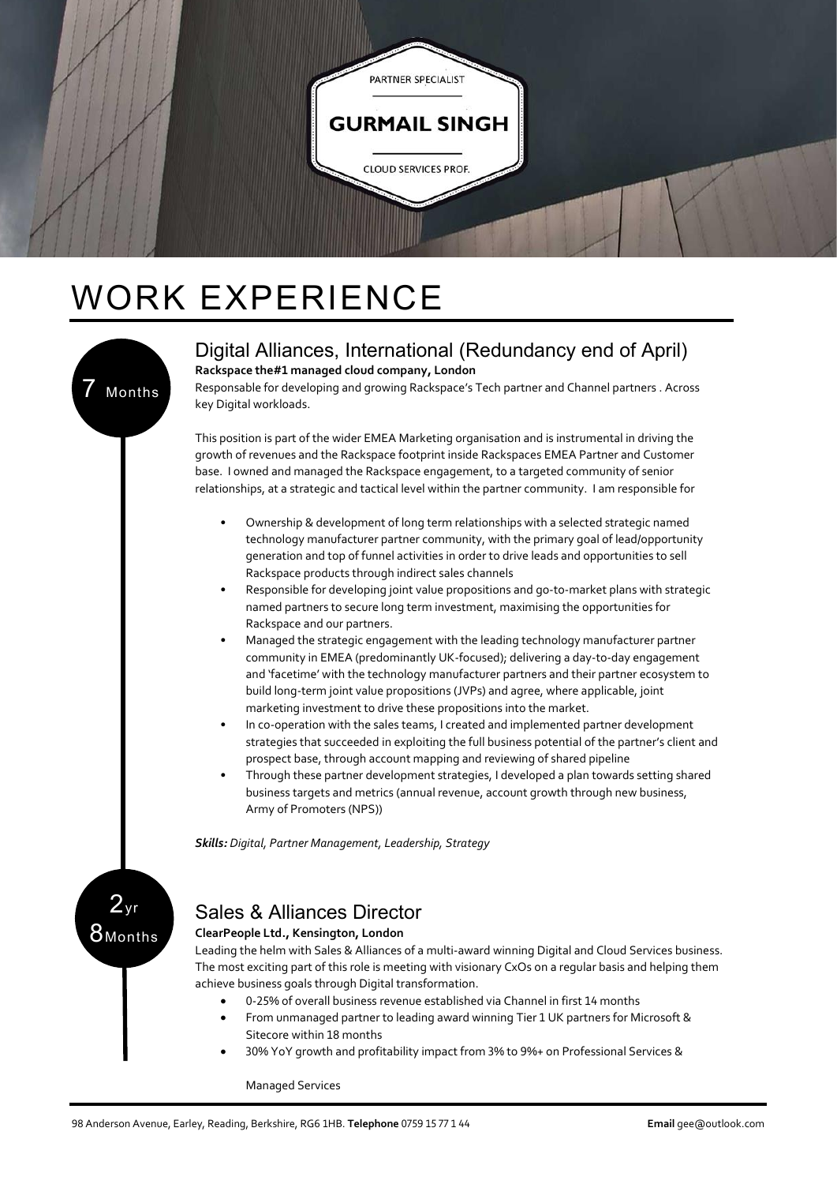PARTNER SPECIALIST

**GURMAIL SINGH**

CLOUD SERVICES PROF.

# WORK EXPERIENCE

7 Months

## Digital Alliances, International (Redundancy end of April)

**Rackspace the#1 managed cloud company, London**

Responsable for developing and growing Rackspace's Tech partner and Channel partners . Across key Digital workloads.

This position is part of the wider EMEA Marketing organisation and is instrumental in driving the growth of revenues and the Rackspace footprint inside Rackspaces EMEA Partner and Customer base. I owned and managed the Rackspace engagement, to a targeted community of senior relationships, at a strategic and tactical level within the partner community. I am responsible for

- Ownership & development of long term relationships with a selected strategic named technology manufacturer partner community, with the primary goal of lead/opportunity generation and top of funnel activities in order to drive leads and opportunities to sell Rackspace products through indirect sales channels
- Responsible for developing joint value propositions and go-to-market plans with strategic named partners to secure long term investment, maximising the opportunities for Rackspace and our partners.
- Managed the strategic engagement with the leading technology manufacturer partner community in EMEA (predominantly UK-focused); delivering a day-to-day engagement and 'facetime' with the technology manufacturer partners and their partner ecosystem to build long-term joint value propositions (JVPs) and agree, where applicable, joint marketing investment to drive these propositions into the market.
- In co-operation with the sales teams, I created and implemented partner development strategies that succeeded in exploiting the full business potential of the partner's client and prospect base, through account mapping and reviewing of shared pipeline
- Through these partner development strategies, I developed a plan towards setting shared business targets and metrics (annual revenue, account growth through new business, Army of Promoters (NPS))

***Skills:*** *Digital, Partner Management, Leadership, Strategy*

2yr 8Months

## Sales & Alliances Director

**ClearPeople Ltd., Kensington, London**

Leading the helm with Sales & Alliances of a multi-award winning Digital and Cloud Services business. The most exciting part of this role is meeting with visionary CxOs on a regular basis and helping them achieve business goals through Digital transformation.

- 0-25% of overall business revenue established via Channel in first 14 months
- From unmanaged partner to leading award winning Tier 1 UK partners for Microsoft & Sitecore within 18 months
- 30% YoY growth and profitability impact from 3% to 9%+ on Professional Services & Managed Services

98 Anderson Avenue, Earley, Reading, Berkshire, RG6 1HB. **Telephone** 0759 15 77 1 44 **Email** gee@outlook.com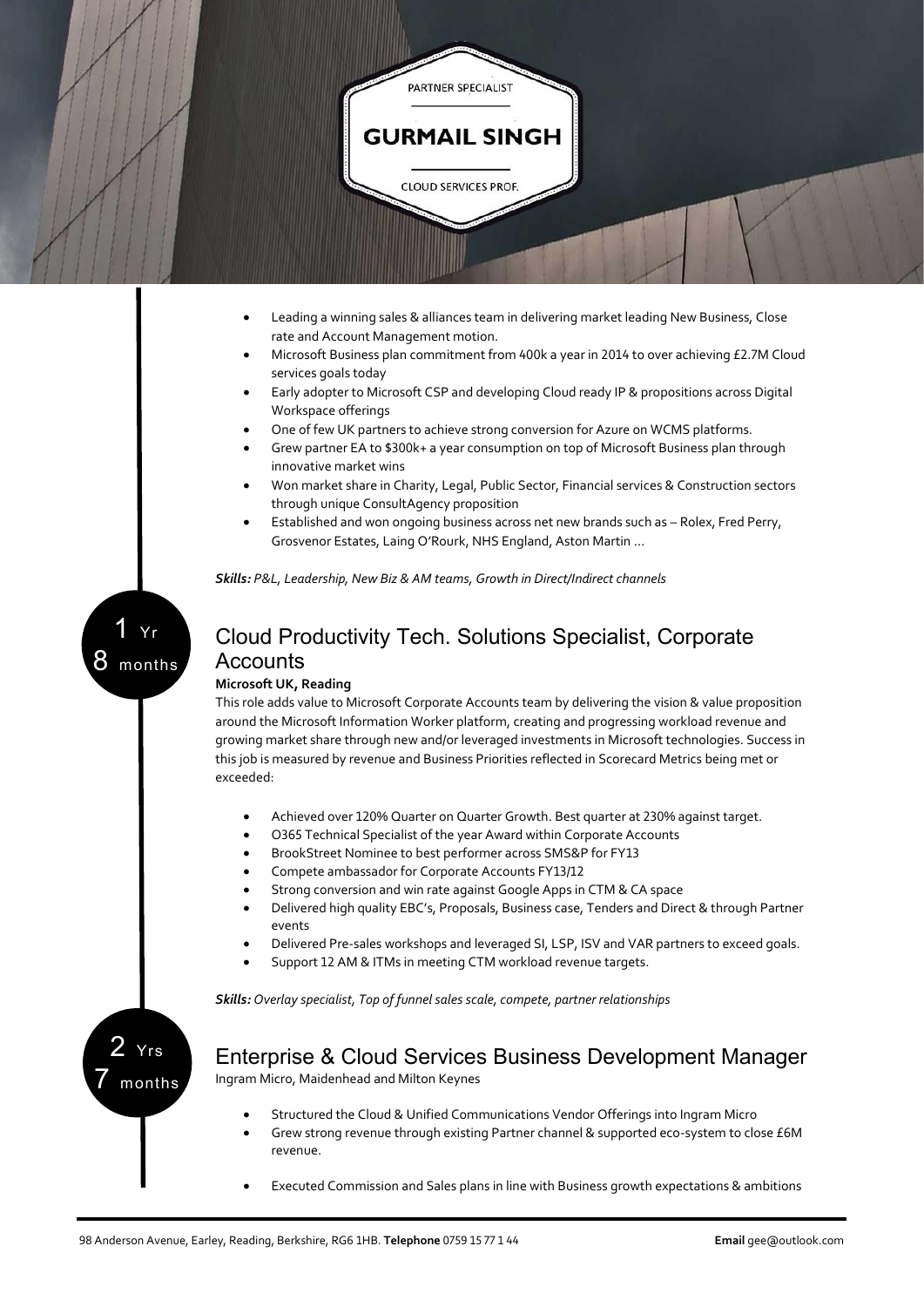PARTNER SPECIALIST

**GURMAIL SINGH**

CLOUD SERVICES PROF.

- Leading a winning sales & alliances team in delivering market leading New Business, Close rate and Account Management motion.
- Microsoft Business plan commitment from 400k a year in 2014 to over achieving £2.7M Cloud services goals today
- Early adopter to Microsoft CSP and developing Cloud ready IP & propositions across Digital Workspace offerings
- One of few UK partners to achieve strong conversion for Azure on WCMS platforms.
- Grew partner EA to $300k+ a year consumption on top of Microsoft Business plan through innovative market wins
- Won market share in Charity, Legal, Public Sector, Financial services & Construction sectors through unique ConsultAgency proposition
- Established and won ongoing business across net new brands such as – Rolex, Fred Perry, Grosvenor Estates, Laing O'Rourk, NHS England, Aston Martin …

***Skills:*** *P&L, Leadership, New Biz & AM teams, Growth in Direct/Indirect channels*

1 Yr 8 months

## Cloud Productivity Tech. Solutions Specialist, Corporate Accounts

**Microsoft UK, Reading**

This role adds value to Microsoft Corporate Accounts team by delivering the vision & value proposition around the Microsoft Information Worker platform, creating and progressing workload revenue and growing market share through new and/or leveraged investments in Microsoft technologies. Success in this job is measured by revenue and Business Priorities reflected in Scorecard Metrics being met or exceeded:

- Achieved over 120% Quarter on Quarter Growth. Best quarter at 230% against target.
- O365 Technical Specialist of the year Award within Corporate Accounts
- BrookStreet Nominee to best performer across SMS&P for FY13
- Compete ambassador for Corporate Accounts FY13/12
- Strong conversion and win rate against Google Apps in CTM & CA space
- Delivered high quality EBC's, Proposals, Business case, Tenders and Direct & through Partner events
- Delivered Pre-sales workshops and leveraged SI, LSP, ISV and VAR partners to exceed goals.
- Support 12 AM & ITMs in meeting CTM workload revenue targets.

***Skills:*** *Overlay specialist, Top of funnel sales scale, compete, partner relationships*

2 Yrs 7 months

## Enterprise & Cloud Services Business Development Manager

Ingram Micro, Maidenhead and Milton Keynes

- Structured the Cloud & Unified Communications Vendor Offerings into Ingram Micro
- Grew strong revenue through existing Partner channel & supported eco-system to close £6M revenue.
- Executed Commission and Sales plans in line with Business growth expectations & ambitions

98 Anderson Avenue, Earley, Reading, Berkshire, RG6 1HB. **Telephone** 0759 15 77 1 44 **Email** gee@outlook.com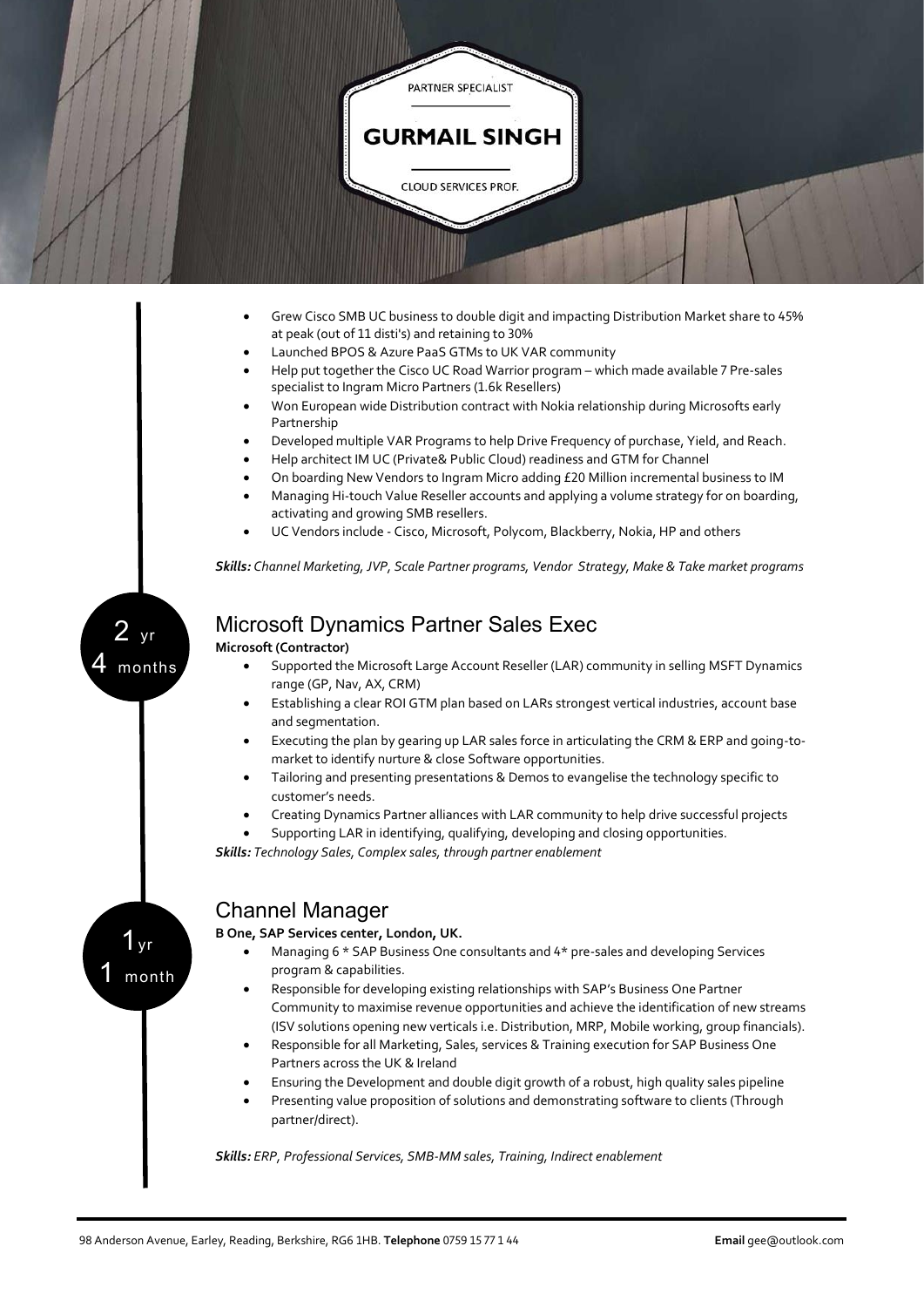PARTNER SPECIALIST

# GURMAIL SINGH

CLOUD SERVICES PROF.

- Grew Cisco SMB UC business to double digit and impacting Distribution Market share to 45% at peak (out of 11 disti's) and retaining to 30%
- Launched BPOS & Azure PaaS GTMs to UK VAR community
- Help put together the Cisco UC Road Warrior program – which made available 7 Pre-sales specialist to Ingram Micro Partners (1.6k Resellers)
- Won European wide Distribution contract with Nokia relationship during Microsofts early Partnership
- Developed multiple VAR Programs to help Drive Frequency of purchase, Yield, and Reach.
- Help architect IM UC (Private& Public Cloud) readiness and GTM for Channel
- On boarding New Vendors to Ingram Micro adding £20 Million incremental business to IM
- Managing Hi-touch Value Reseller accounts and applying a volume strategy for on boarding, activating and growing SMB resellers.
- UC Vendors include - Cisco, Microsoft, Polycom, Blackberry, Nokia, HP and others

***Skills:*** *Channel Marketing, JVP, Scale Partner programs, Vendor Strategy, Make & Take market programs*

2 yr 4 months

## Microsoft Dynamics Partner Sales Exec

**Microsoft (Contractor)**

- Supported the Microsoft Large Account Reseller (LAR) community in selling MSFT Dynamics range (GP, Nav, AX, CRM)
- Establishing a clear ROI GTM plan based on LARs strongest vertical industries, account base and segmentation.
- Executing the plan by gearing up LAR sales force in articulating the CRM & ERP and going-to-market to identify nurture & close Software opportunities.
- Tailoring and presenting presentations & Demos to evangelise the technology specific to customer's needs.
- Creating Dynamics Partner alliances with LAR community to help drive successful projects
- Supporting LAR in identifying, qualifying, developing and closing opportunities.

***Skills:*** *Technology Sales, Complex sales, through partner enablement*

1 yr 1 month

## Channel Manager

**B One, SAP Services center, London, UK.**

- Managing 6 * SAP Business One consultants and 4* pre-sales and developing Services program & capabilities.
- Responsible for developing existing relationships with SAP's Business One Partner Community to maximise revenue opportunities and achieve the identification of new streams (ISV solutions opening new verticals i.e. Distribution, MRP, Mobile working, group financials).
- Responsible for all Marketing, Sales, services & Training execution for SAP Business One Partners across the UK & Ireland
- Ensuring the Development and double digit growth of a robust, high quality sales pipeline
- Presenting value proposition of solutions and demonstrating software to clients (Through partner/direct).

***Skills:*** *ERP, Professional Services, SMB-MM sales, Training, Indirect enablement*

98 Anderson Avenue, Earley, Reading, Berkshire, RG6 1HB. **Telephone** 0759 15 77 1 44 **Email** gee@outlook.com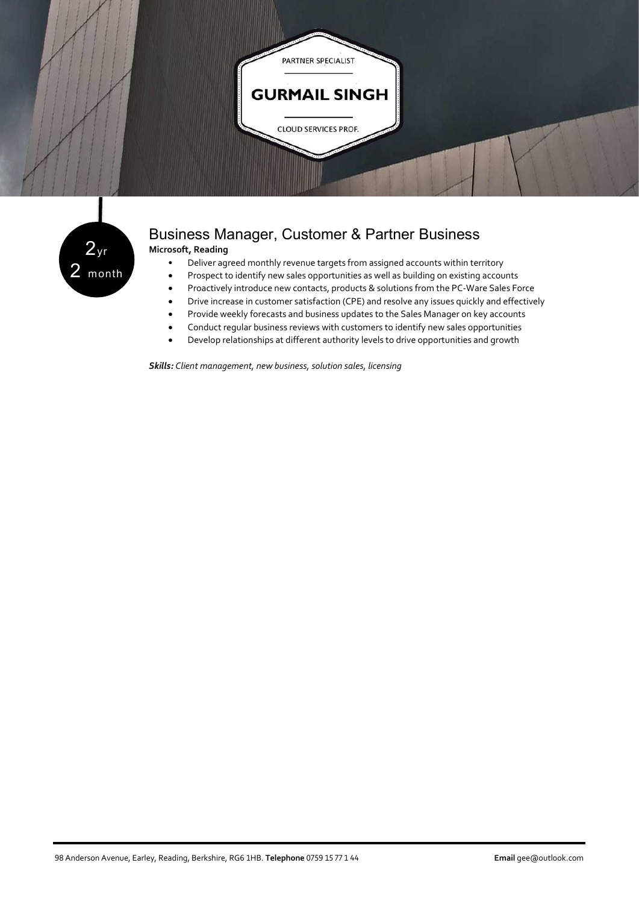PARTNER SPECIALIST

# GURMAIL SINGH

CLOUD SERVICES PROF.

2yr 2 month

## Business Manager, Customer & Partner Business

**Microsoft, Reading**

- Deliver agreed monthly revenue targets from assigned accounts within territory
- Prospect to identify new sales opportunities as well as building on existing accounts
- Proactively introduce new contacts, products & solutions from the PC-Ware Sales Force
- Drive increase in customer satisfaction (CPE) and resolve any issues quickly and effectively
- Provide weekly forecasts and business updates to the Sales Manager on key accounts
- Conduct regular business reviews with customers to identify new sales opportunities
- Develop relationships at different authority levels to drive opportunities and growth

***Skills:*** *Client management, new business, solution sales, licensing*

98 Anderson Avenue, Earley, Reading, Berkshire, RG6 1HB. **Telephone** 0759 15 77 1 44 **Email** gee@outlook.com